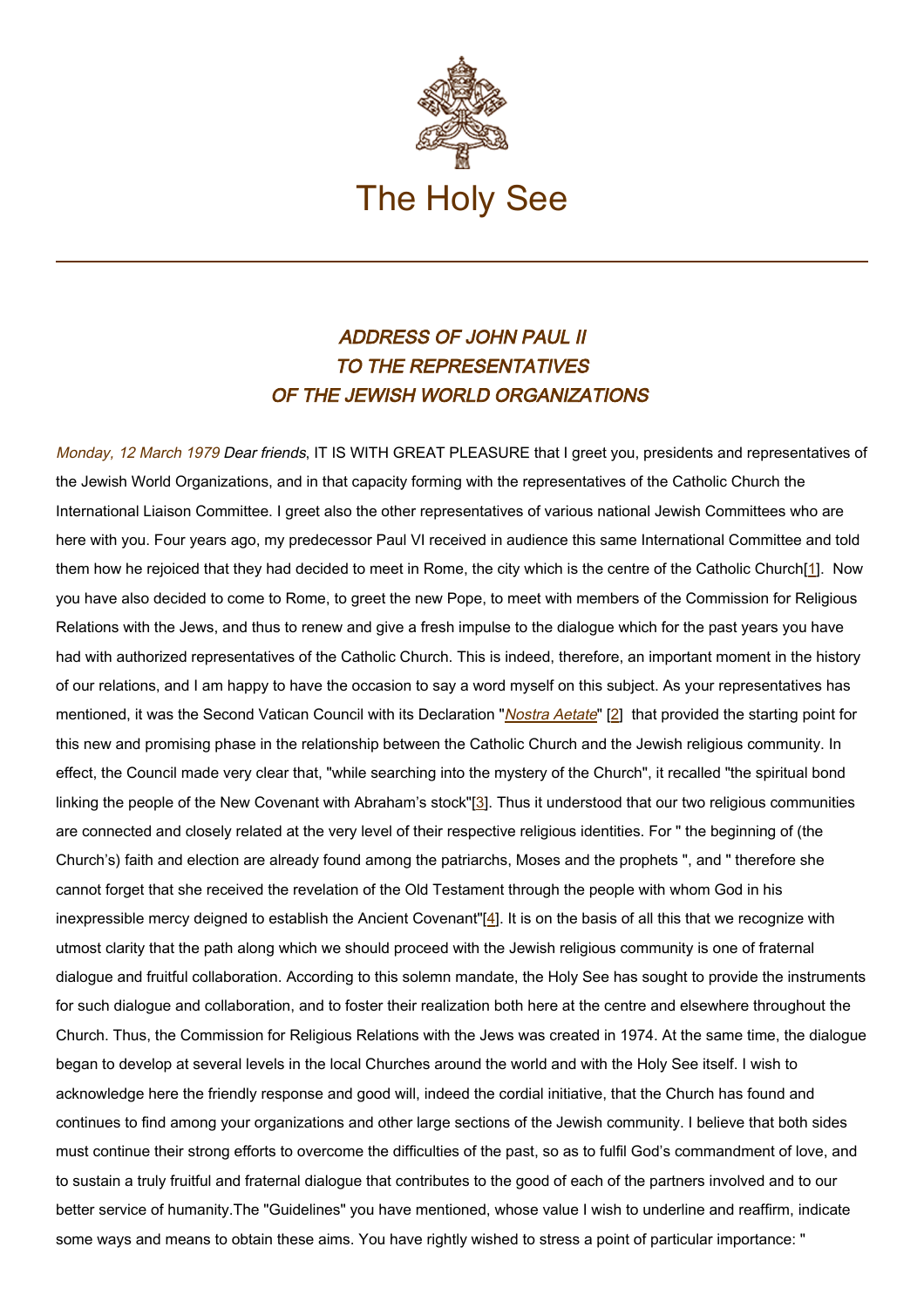# The Holy See

## *ADDRESS OF JOHN PAUL II TO THE REPRESENTATIVES OF THE JEWISH WORLD ORGANIZATIONS*

*Monday, 12 March 1979* *Dear friends*, IT IS WITH GREAT PLEASURE that I greet you, presidents and representatives of the Jewish World Organizations, and in that capacity forming with the representatives of the Catholic Church the International Liaison Committee. I greet also the other representatives of various national Jewish Committees who are here with you. Four years ago, my predecessor Paul VI received in audience this same International Committee and told them how he rejoiced that they had decided to meet in Rome, the city which is the centre of the Catholic Church[1]. Now you have also decided to come to Rome, to greet the new Pope, to meet with members of the Commission for Religious Relations with the Jews, and thus to renew and give a fresh impulse to the dialogue which for the past years you have had with authorized representatives of the Catholic Church. This is indeed, therefore, an important moment in the history of our relations, and I am happy to have the occasion to say a word myself on this subject. As your representatives has mentioned, it was the Second Vatican Council with its Declaration "*Nostra Aetate*" [2] that provided the starting point for this new and promising phase in the relationship between the Catholic Church and the Jewish religious community. In effect, the Council made very clear that, "while searching into the mystery of the Church", it recalled "the spiritual bond linking the people of the New Covenant with Abraham's stock"[3]. Thus it understood that our two religious communities are connected and closely related at the very level of their respective religious identities. For " the beginning of (the Church's) faith and election are already found among the patriarchs, Moses and the prophets ", and " therefore she cannot forget that she received the revelation of the Old Testament through the people with whom God in his inexpressible mercy deigned to establish the Ancient Covenant"[4]. It is on the basis of all this that we recognize with utmost clarity that the path along which we should proceed with the Jewish religious community is one of fraternal dialogue and fruitful collaboration. According to this solemn mandate, the Holy See has sought to provide the instruments for such dialogue and collaboration, and to foster their realization both here at the centre and elsewhere throughout the Church. Thus, the Commission for Religious Relations with the Jews was created in 1974. At the same time, the dialogue began to develop at several levels in the local Churches around the world and with the Holy See itself. I wish to acknowledge here the friendly response and good will, indeed the cordial initiative, that the Church has found and continues to find among your organizations and other large sections of the Jewish community. I believe that both sides must continue their strong efforts to overcome the difficulties of the past, so as to fulfil God's commandment of love, and to sustain a truly fruitful and fraternal dialogue that contributes to the good of each of the partners involved and to our better service of humanity.The "Guidelines" you have mentioned, whose value I wish to underline and reaffirm, indicate some ways and means to obtain these aims. You have rightly wished to stress a point of particular importance: "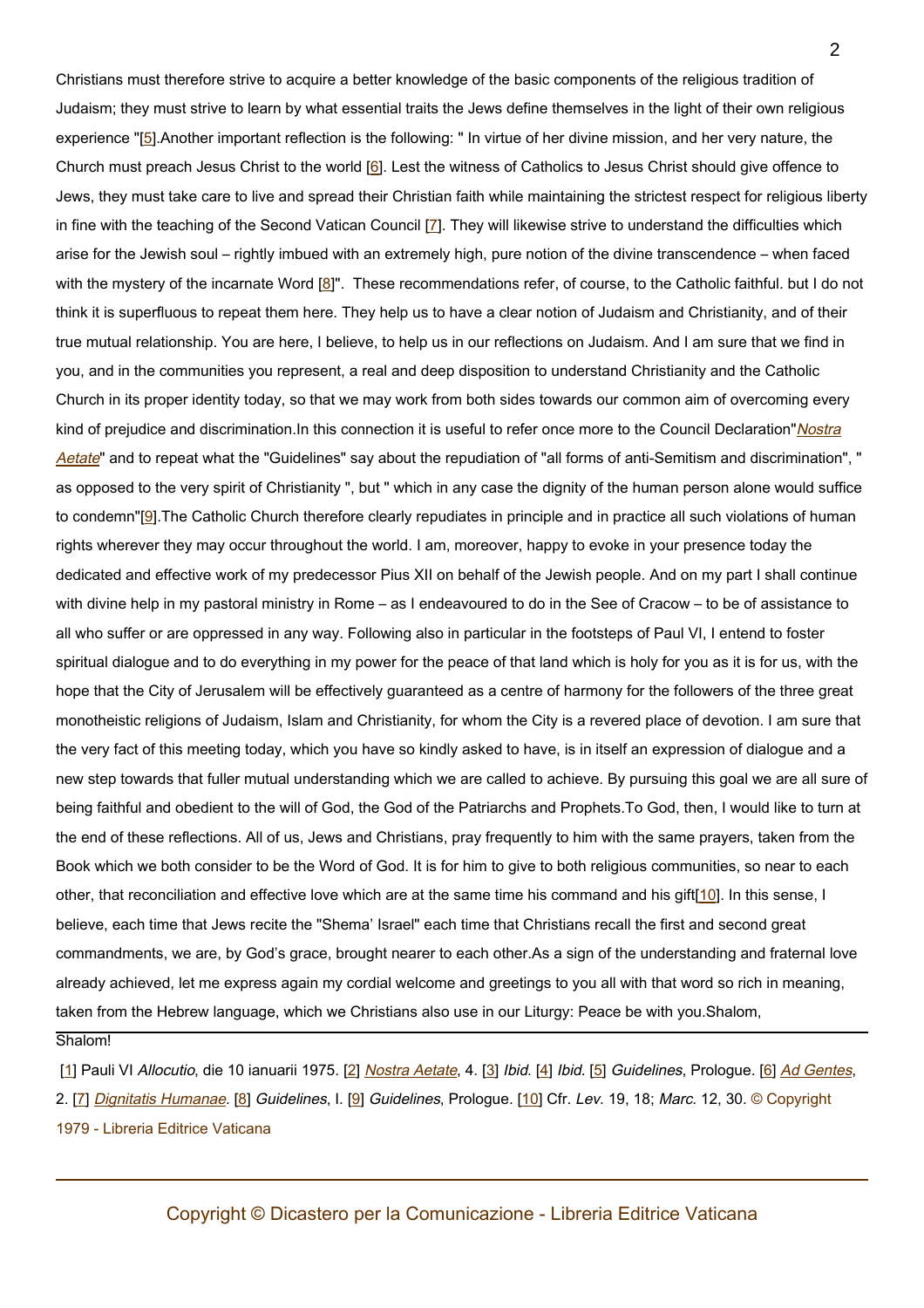Christians must therefore strive to acquire a better knowledge of the basic components of the religious tradition of Judaism; they must strive to learn by what essential traits the Jews define themselves in the light of their own religious experience "[5].Another important reflection is the following: " In virtue of her divine mission, and her very nature, the Church must preach Jesus Christ to the world [6]. Lest the witness of Catholics to Jesus Christ should give offence to Jews, they must take care to live and spread their Christian faith while maintaining the strictest respect for religious liberty in fine with the teaching of the Second Vatican Council [7]. They will likewise strive to understand the difficulties which arise for the Jewish soul – rightly imbued with an extremely high, pure notion of the divine transcendence – when faced with the mystery of the incarnate Word [8]".  These recommendations refer, of course, to the Catholic faithful. but I do not think it is superfluous to repeat them here. They help us to have a clear notion of Judaism and Christianity, and of their true mutual relationship. You are here, I believe, to help us in our reflections on Judaism. And I am sure that we find in you, and in the communities you represent, a real and deep disposition to understand Christianity and the Catholic Church in its proper identity today, so that we may work from both sides towards our common aim of overcoming every kind of prejudice and discrimination.In this connection it is useful to refer once more to the Council Declaration"*Nostra Aetate*" and to repeat what the "Guidelines" say about the repudiation of "all forms of anti-Semitism and discrimination", " as opposed to the very spirit of Christianity ", but " which in any case the dignity of the human person alone would suffice to condemn"[9].The Catholic Church therefore clearly repudiates in principle and in practice all such violations of human rights wherever they may occur throughout the world. I am, moreover, happy to evoke in your presence today the dedicated and effective work of my predecessor Pius XII on behalf of the Jewish people. And on my part I shall continue with divine help in my pastoral ministry in Rome – as I endeavoured to do in the See of Cracow – to be of assistance to all who suffer or are oppressed in any way. Following also in particular in the footsteps of Paul VI, I entend to foster spiritual dialogue and to do everything in my power for the peace of that land which is holy for you as it is for us, with the hope that the City of Jerusalem will be effectively guaranteed as a centre of harmony for the followers of the three great monotheistic religions of Judaism, Islam and Christianity, for whom the City is a revered place of devotion. I am sure that the very fact of this meeting today, which you have so kindly asked to have, is in itself an expression of dialogue and a new step towards that fuller mutual understanding which we are called to achieve. By pursuing this goal we are all sure of being faithful and obedient to the will of God, the God of the Patriarchs and Prophets.To God, then, I would like to turn at the end of these reflections. All of us, Jews and Christians, pray frequently to him with the same prayers, taken from the Book which we both consider to be the Word of God. It is for him to give to both religious communities, so near to each other, that reconciliation and effective love which are at the same time his command and his gift[10]. In this sense, I believe, each time that Jews recite the "Shema' Israel" each time that Christians recall the first and second great commandments, we are, by God's grace, brought nearer to each other.As a sign of the understanding and fraternal love already achieved, let me express again my cordial welcome and greetings to you all with that word so rich in meaning, taken from the Hebrew language, which we Christians also use in our Liturgy: Peace be with you.Shalom, Shalom!

---

[1] Pauli VI *Allocutio*, die 10 ianuarii 1975. [2] *Nostra Aetate*, 4. [3] *Ibid*. [4] *Ibid*. [5] *Guidelines*, Prologue. [6] *Ad Gentes*, 2. [7] *Dignitatis Humanae*. [8] *Guidelines*, I. [9] *Guidelines*, Prologue. [10] Cfr. *Lev*. 19, 18; *Marc*. 12, 30. © Copyright 1979 - Libreria Editrice Vaticana

Copyright © Dicastero per la Comunicazione - Libreria Editrice Vaticana